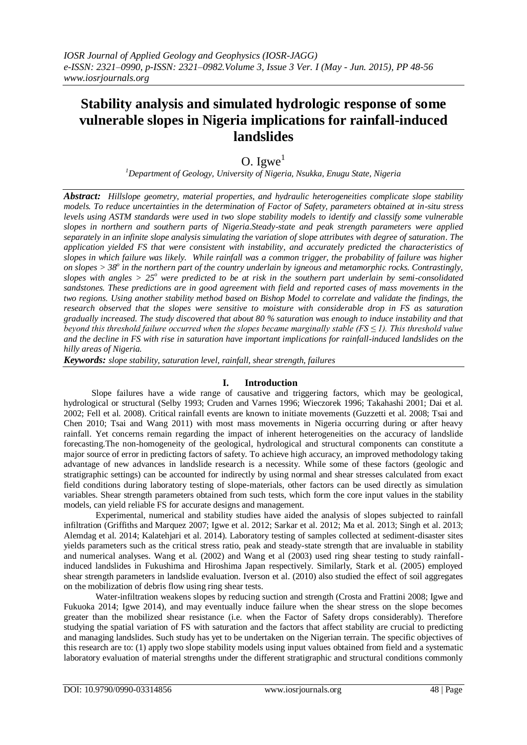# Stability analysis and simulated hydrologic response of some vulnerable slopes in Nigeria implications for rainfall-induced landslides

O. Igwe[1]

[1]*Department of Geology, University of Nigeria, Nsukka, Enugu State, Nigeria*

***Abstract:*** *Hillslope geometry, material properties, and hydraulic heterogeneities complicate slope stability models. To reduce uncertainties in the determination of Factor of Safety, parameters obtained at in-situ stress levels using ASTM standards were used in two slope stability models to identify and classify some vulnerable slopes in northern and southern parts of Nigeria.Steady-state and peak strength parameters were applied separately in an infinite slope analysis simulating the variation of slope attributes with degree of saturation. The application yielded FS that were consistent with instability, and accurately predicted the characteristics of slopes in which failure was likely. While rainfall was a common trigger, the probability of failure was higher on slopes > $38^o$ in the northern part of the country underlain by igneous and metamorphic rocks. Contrastingly, slopes with angles > $25^o$ were predicted to be at risk in the southern part underlain by semi-consolidated sandstones. These predictions are in good agreement with field and reported cases of mass movements in the two regions. Using another stability method based on Bishop Model to correlate and validate the findings, the research observed that the slopes were sensitive to moisture with considerable drop in FS as saturation gradually increased. The study discovered that about 80 % saturation was enough to induce instability and that beyond this threshold failure occurred when the slopes became marginally stable (FS ≤ 1). This threshold value and the decline in FS with rise in saturation have important implications for rainfall-induced landslides on the hilly areas of Nigeria.*

***Keywords:*** *slope stability, saturation level, rainfall, shear strength, failures*

## I. Introduction

Slope failures have a wide range of causative and triggering factors, which may be geological, hydrological or structural (Selby 1993; Cruden and Varnes 1996; Wieczorek 1996; Takahashi 2001; Dai et al. 2002; Fell et al. 2008). Critical rainfall events are known to initiate movements (Guzzetti et al. 2008; Tsai and Chen 2010; Tsai and Wang 2011) with most mass movements in Nigeria occurring during or after heavy rainfall. Yet concerns remain regarding the impact of inherent heterogeneities on the accuracy of landslide forecasting.The non-homogeneity of the geological, hydrological and structural components can constitute a major source of error in predicting factors of safety. To achieve high accuracy, an improved methodology taking advantage of new advances in landslide research is a necessity. While some of these factors (geologic and stratigraphic settings) can be accounted for indirectly by using normal and shear stresses calculated from exact field conditions during laboratory testing of slope-materials, other factors can be used directly as simulation variables. Shear strength parameters obtained from such tests, which form the core input values in the stability models, can yield reliable FS for accurate designs and management.

Experimental, numerical and stability studies have aided the analysis of slopes subjected to rainfall infiltration (Griffiths and Marquez 2007; Igwe et al. 2012; Sarkar et al. 2012; Ma et al. 2013; Singh et al. 2013; Alemdag et al. 2014; Kalatehjari et al. 2014). Laboratory testing of samples collected at sediment-disaster sites yields parameters such as the critical stress ratio, peak and steady-state strength that are invaluable in stability and numerical analyses. Wang et al. (2002) and Wang et al (2003) used ring shear testing to study rainfall-induced landslides in Fukushima and Hiroshima Japan respectively. Similarly, Stark et al. (2005) employed shear strength parameters in landslide evaluation. Iverson et al. (2010) also studied the effect of soil aggregates on the mobilization of debris flow using ring shear tests.

Water-infiltration weakens slopes by reducing suction and strength (Crosta and Frattini 2008; Igwe and Fukuoka 2014; Igwe 2014), and may eventually induce failure when the shear stress on the slope becomes greater than the mobilized shear resistance (i.e. when the Factor of Safety drops considerably). Therefore studying the spatial variation of FS with saturation and the factors that affect stability are crucial to predicting and managing landslides. Such study has yet to be undertaken on the Nigerian terrain. The specific objectives of this research are to: (1) apply two slope stability models using input values obtained from field and a systematic laboratory evaluation of material strengths under the different stratigraphic and structural conditions commonly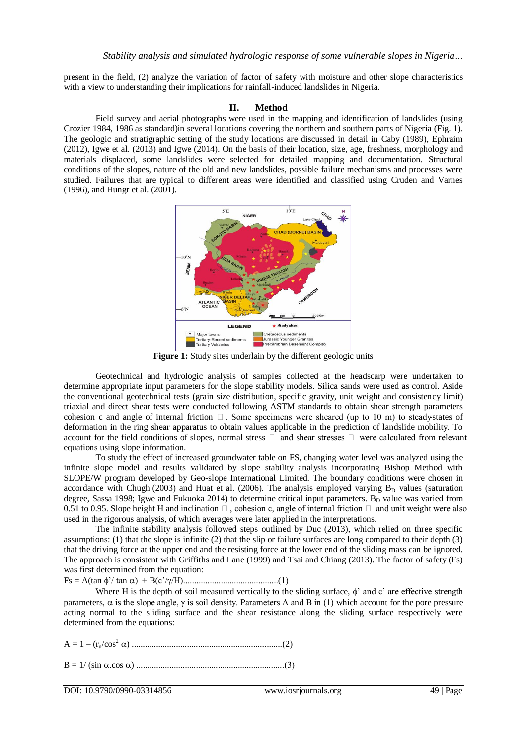present in the field, (2) analyze the variation of factor of safety with moisture and other slope characteristics with a view to understanding their implications for rainfall-induced landslides in Nigeria.

## II. Method

Field survey and aerial photographs were used in the mapping and identification of landslides (using Crozier 1984, 1986 as standard)in several locations covering the northern and southern parts of Nigeria (Fig. 1). The geologic and stratigraphic setting of the study locations are discussed in detail in Caby (1989), Ephraim (2012), Igwe et al. (2013) and Igwe (2014). On the basis of their location, size, age, freshness, morphology and materials displaced, some landslides were selected for detailed mapping and documentation. Structural conditions of the slopes, nature of the old and new landslides, possible failure mechanisms and processes were studied. Failures that are typical to different areas were identified and classified using Cruden and Varnes (1996), and Hungr et al. (2001).

**Figure 1:** Study sites underlain by the different geologic units

Geotechnical and hydrologic analysis of samples collected at the headscarp were undertaken to determine appropriate input parameters for the slope stability models. Silica sands were used as control. Aside the conventional geotechnical tests (grain size distribution, specific gravity, unit weight and consistency limit) triaxial and direct shear tests were conducted following ASTM standards to obtain shear strength parameters cohesion c and angle of internal friction $\phi$. Some specimens were sheared (up to 10 m) to steady-states of deformation in the ring shear apparatus to obtain values applicable in the prediction of landslide mobility. To account for the field conditions of slopes, normal stress $\sigma$ and shear stresses $\tau$ were calculated from relevant equations using slope information.

To study the effect of increased groundwater table on FS, changing water level was analyzed using the infinite slope model and results validated by slope stability analysis incorporating Bishop Method with SLOPE/W program developed by Geo-slope International Limited. The boundary conditions were chosen in accordance with Chugh (2003) and Huat et al. (2006). The analysis employed varying $B_D$ values (saturation degree, Sassa 1998; Igwe and Fukuoka 2014) to determine critical input parameters. $B_D$ value was varied from 0.51 to 0.95. Slope height H and inclination $\alpha$, cohesion c, angle of internal friction $\phi$ and unit weight were also used in the rigorous analysis, of which averages were later applied in the interpretations.

The infinite stability analysis followed steps outlined by Duc (2013), which relied on three specific assumptions: (1) that the slope is infinite (2) that the slip or failure surfaces are long compared to their depth (3) that the driving force at the upper end and the resisting force at the lower end of the sliding mass can be ignored. The approach is consistent with Griffiths and Lane (1999) and Tsai and Chiang (2013). The factor of safety (Fs) was first determined from the equation:

$$Fs = A(\tan \phi' / \tan \alpha) + B(c'/\gamma/H) \qquad (1)$$

Where H is the depth of soil measured vertically to the sliding surface, $\phi'$ and $c'$ are effective strength parameters, $\alpha$ is the slope angle, $\gamma$ is soil density. Parameters A and B in (1) which account for the pore pressure acting normal to the sliding surface and the shear resistance along the sliding surface respectively were determined from the equations:

$$A = 1 - (r_u/\cos^2 \alpha) \qquad (2)$$

$$B = 1/(\sin \alpha . \cos \alpha) \qquad (3)$$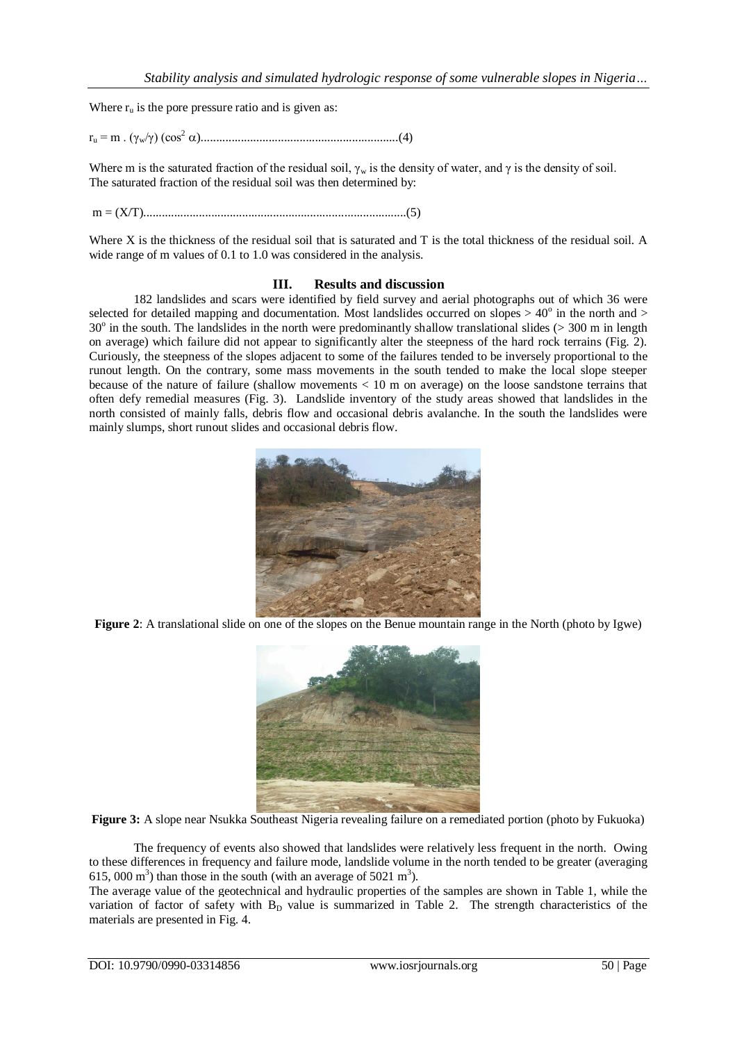Where $r_u$ is the pore pressure ratio and is given as:

$$r_u = m \cdot (\gamma_w/\gamma)(\cos^2 \alpha) \quad (4)$$

Where m is the saturated fraction of the residual soil, $\gamma_w$ is the density of water, and $\gamma$ is the density of soil. The saturated fraction of the residual soil was then determined by:

$$m = (X/T) \quad (5)$$

Where X is the thickness of the residual soil that is saturated and T is the total thickness of the residual soil. A wide range of m values of 0.1 to 1.0 was considered in the analysis.

## III. Results and discussion

182 landslides and scars were identified by field survey and aerial photographs out of which 36 were selected for detailed mapping and documentation. Most landslides occurred on slopes > 40° in the north and > 30° in the south. The landslides in the north were predominantly shallow translational slides (> 300 m in length on average) which failure did not appear to significantly alter the steepness of the hard rock terrains (Fig. 2). Curiously, the steepness of the slopes adjacent to some of the failures tended to be inversely proportional to the runout length. On the contrary, some mass movements in the south tended to make the local slope steeper because of the nature of failure (shallow movements < 10 m on average) on the loose sandstone terrains that often defy remedial measures (Fig. 3). Landslide inventory of the study areas showed that landslides in the north consisted of mainly falls, debris flow and occasional debris avalanche. In the south the landslides were mainly slumps, short runout slides and occasional debris flow.

**Figure 2**: A translational slide on one of the slopes on the Benue mountain range in the North (photo by Igwe)

**Figure 3:** A slope near Nsukka Southeast Nigeria revealing failure on a remediated portion (photo by Fukuoka)

The frequency of events also showed that landslides were relatively less frequent in the north. Owing to these differences in frequency and failure mode, landslide volume in the north tended to be greater (averaging 615, 000 $m^3$) than those in the south (with an average of 5021 $m^3$).

The average value of the geotechnical and hydraulic properties of the samples are shown in Table 1, while the variation of factor of safety with $B_D$ value is summarized in Table 2. The strength characteristics of the materials are presented in Fig. 4.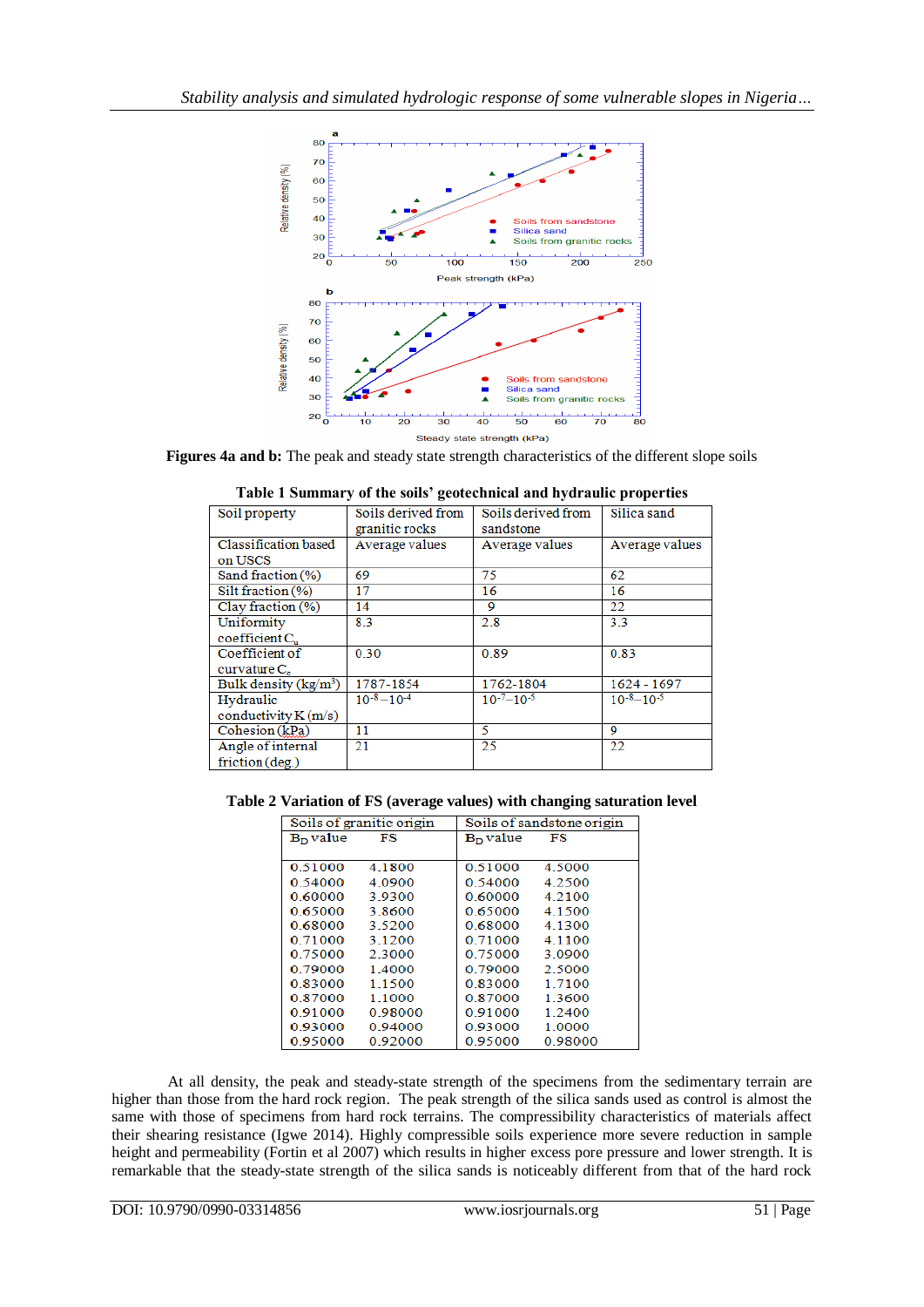**Figures 4a and b:** The peak and steady state strength characteristics of the different slope soils

**Table 1 Summary of the soils' geotechnical and hydraulic properties**

| Soil property | Soils derived from granitic rocks | Soils derived from sandstone | Silica sand |
|---|---|---|---|
| Classification based on USCS | Average values | Average values | Average values |
| Sand fraction (%) | 69 | 75 | 62 |
| Silt fraction (%) | 17 | 16 | 16 |
| Clay fraction (%) | 14 | 9 | 22 |
| Uniformity coefficient $C_u$ | 8.3 | 2.8 | 3.3 |
| Coefficient of curvature $C_c$ | 0.30 | 0.89 | 0.83 |
| Bulk density (kg/m$^3$) | 1787-1854 | 1762-1804 | 1624 - 1697 |
| Hydraulic conductivity K (m/s) | $10^{-8}$ – $10^{-4}$ | $10^{-7}$ – $10^{-5}$ | $10^{-8}$ – $10^{-5}$ |
| Cohesion (kPa) | 11 | 5 | 9 |
| Angle of internal friction (deg.) | 21 | 25 | 22 |

**Table 2 Variation of FS (average values) with changing saturation level**

| Soils of granitic origin | | Soils of sandstone origin | |
|---|---|---|---|
| $B_D$ value | FS | $B_D$ value | FS |
| 0.51000 | 4.1800 | 0.51000 | 4.5000 |
| 0.54000 | 4.0900 | 0.54000 | 4.2500 |
| 0.60000 | 3.9300 | 0.60000 | 4.2100 |
| 0.65000 | 3.8600 | 0.65000 | 4.1500 |
| 0.68000 | 3.5200 | 0.68000 | 4.1300 |
| 0.71000 | 3.1200 | 0.71000 | 4.1100 |
| 0.75000 | 2.3000 | 0.75000 | 3.0900 |
| 0.79000 | 1.4000 | 0.79000 | 2.5000 |
| 0.83000 | 1.1500 | 0.83000 | 1.7100 |
| 0.87000 | 1.1000 | 0.87000 | 1.3600 |
| 0.91000 | 0.98000 | 0.91000 | 1.2400 |
| 0.93000 | 0.94000 | 0.93000 | 1.0000 |
| 0.95000 | 0.92000 | 0.95000 | 0.98000 |

At all density, the peak and steady-state strength of the specimens from the sedimentary terrain are higher than those from the hard rock region. The peak strength of the silica sands used as control is almost the same with those of specimens from hard rock terrains. The compressibility characteristics of materials affect their shearing resistance (Igwe 2014). Highly compressible soils experience more severe reduction in sample height and permeability (Fortin et al 2007) which results in higher excess pore pressure and lower strength. It is remarkable that the steady-state strength of the silica sands is noticeably different from that of the hard rock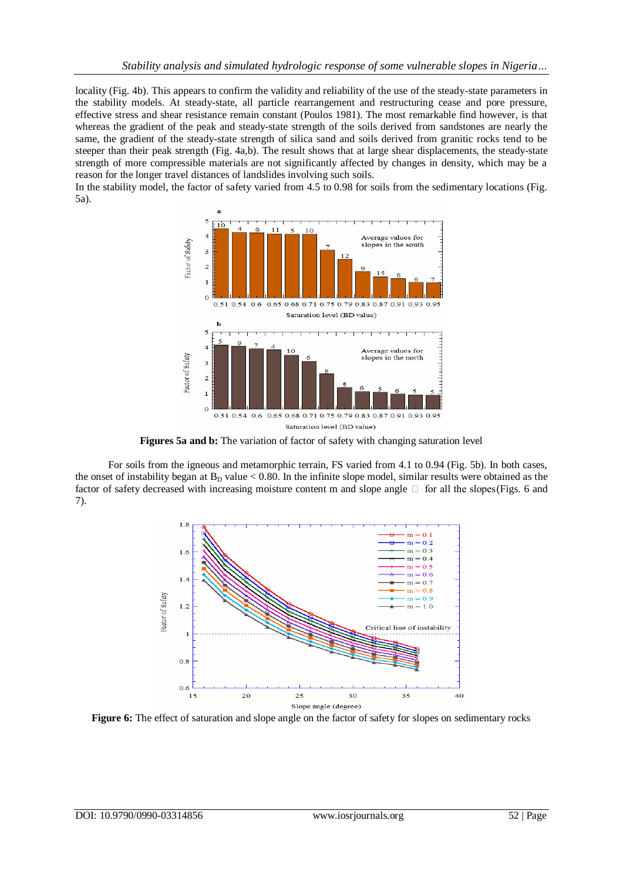locality (Fig. 4b). This appears to confirm the validity and reliability of the use of the steady-state parameters in the stability models. At steady-state, all particle rearrangement and restructuring cease and pore pressure, effective stress and shear resistance remain constant (Poulos 1981). The most remarkable find however, is that whereas the gradient of the peak and steady-state strength of the soils derived from sandstones are nearly the same, the gradient of the steady-state strength of silica sand and soils derived from granitic rocks tend to be steeper than their peak strength (Fig. 4a,b). The result shows that at large shear displacements, the steady-state strength of more compressible materials are not significantly affected by changes in density, which may be a reason for the longer travel distances of landslides involving such soils.
In the stability model, the factor of safety varied from 4.5 to 0.98 for soils from the sedimentary locations (Fig. 5a).

**Figures 5a and b:** The variation of factor of safety with changing saturation level

For soils from the igneous and metamorphic terrain, FS varied from 4.1 to 0.94 (Fig. 5b). In both cases, the onset of instability began at $B_D$ value < 0.80. In the infinite slope model, similar results were obtained as the factor of safety decreased with increasing moisture content m and slope angle $\beta$ for all the slopes(Figs. 6 and 7).

**Figure 6:** The effect of saturation and slope angle on the factor of safety for slopes on sedimentary rocks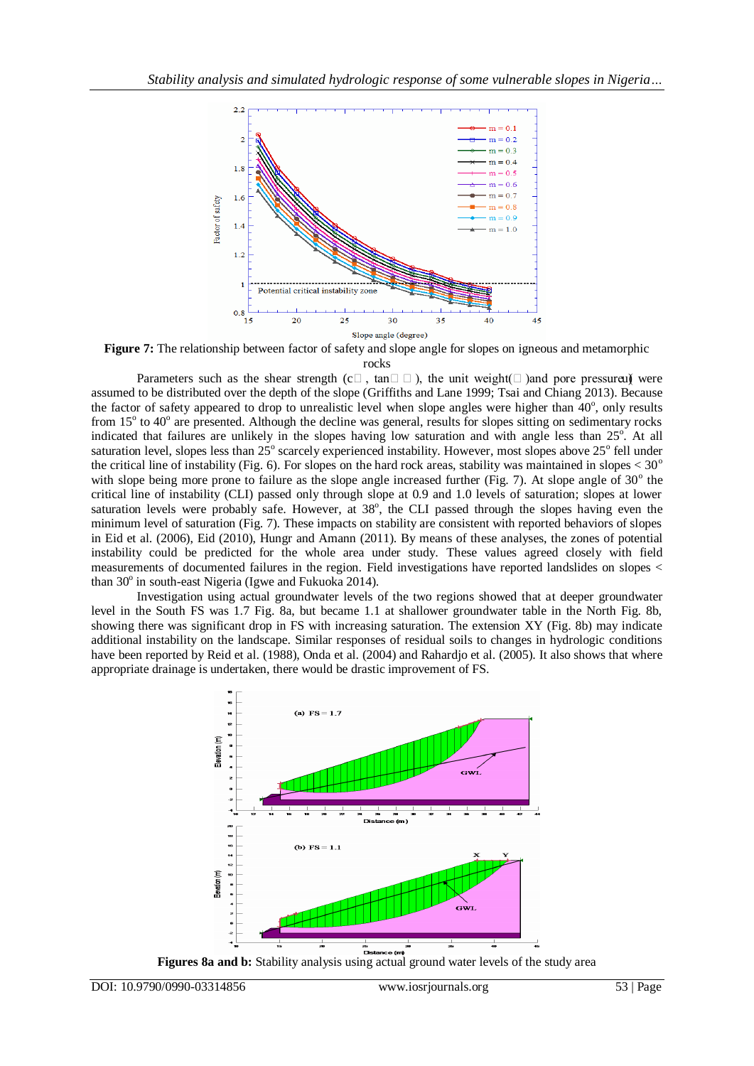**Figure 7:** The relationship between factor of safety and slope angle for slopes on igneous and metamorphic rocks

Parameters such as the shear strength (c′, tan φ′), the unit weight(γ)and pore pressure(u) were assumed to be distributed over the depth of the slope (Griffiths and Lane 1999; Tsai and Chiang 2013). Because the factor of safety appeared to drop to unrealistic level when slope angles were higher than 40°, only results from 15° to 40° are presented. Although the decline was general, results for slopes sitting on sedimentary rocks indicated that failures are unlikely in the slopes having low saturation and with angle less than 25°. At all saturation level, slopes less than 25° scarcely experienced instability. However, most slopes above 25° fell under the critical line of instability (Fig. 6). For slopes on the hard rock areas, stability was maintained in slopes < 30° with slope being more prone to failure as the slope angle increased further (Fig. 7). At slope angle of 30° the critical line of instability (CLI) passed only through slope at 0.9 and 1.0 levels of saturation; slopes at lower saturation levels were probably safe. However, at 38°, the CLI passed through the slopes having even the minimum level of saturation (Fig. 7). These impacts on stability are consistent with reported behaviors of slopes in Eid et al. (2006), Eid (2010), Hungr and Amann (2011). By means of these analyses, the zones of potential instability could be predicted for the whole area under study. These values agreed closely with field measurements of documented failures in the region. Field investigations have reported landslides on slopes < than 30° in south-east Nigeria (Igwe and Fukuoka 2014).

Investigation using actual groundwater levels of the two regions showed that at deeper groundwater level in the South FS was 1.7 Fig. 8a, but became 1.1 at shallower groundwater table in the North Fig. 8b, showing there was significant drop in FS with increasing saturation. The extension XY (Fig. 8b) may indicate additional instability on the landscape. Similar responses of residual soils to changes in hydrologic conditions have been reported by Reid et al. (1988), Onda et al. (2004) and Rahardjo et al. (2005). It also shows that where appropriate drainage is undertaken, there would be drastic improvement of FS.

**Figures 8a and b:** Stability analysis using actual ground water levels of the study area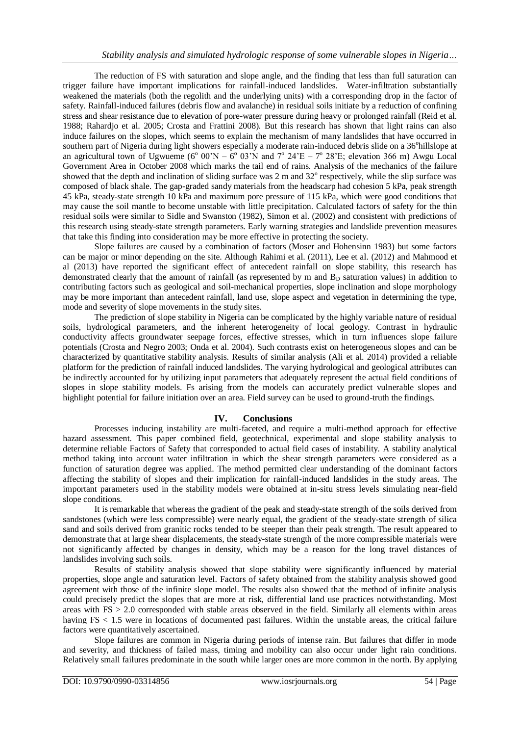The reduction of FS with saturation and slope angle, and the finding that less than full saturation can trigger failure have important implications for rainfall-induced landslides. Water-infiltration substantially weakened the materials (both the regolith and the underlying units) with a corresponding drop in the factor of safety. Rainfall-induced failures (debris flow and avalanche) in residual soils initiate by a reduction of confining stress and shear resistance due to elevation of pore-water pressure during heavy or prolonged rainfall (Reid et al. 1988; Rahardjo et al. 2005; Crosta and Frattini 2008). But this research has shown that light rains can also induce failures on the slopes, which seems to explain the mechanism of many landslides that have occurred in southern part of Nigeria during light showers especially a moderate rain-induced debris slide on a 36°hillslope at an agricultural town of Ugwueme (6° 00'N – 6° 03'N and 7° 24'E – 7° 28'E; elevation 366 m) Awgu Local Government Area in October 2008 which marks the tail end of rains. Analysis of the mechanics of the failure showed that the depth and inclination of sliding surface was 2 m and 32° respectively, while the slip surface was composed of black shale. The gap-graded sandy materials from the headscarp had cohesion 5 kPa, peak strength 45 kPa, steady-state strength 10 kPa and maximum pore pressure of 115 kPa, which were good conditions that may cause the soil mantle to become unstable with little precipitation. Calculated factors of safety for the thin residual soils were similar to Sidle and Swanston (1982), Simon et al. (2002) and consistent with predictions of this research using steady-state strength parameters. Early warning strategies and landslide prevention measures that take this finding into consideration may be more effective in protecting the society.

Slope failures are caused by a combination of factors (Moser and Hohensinn 1983) but some factors can be major or minor depending on the site. Although Rahimi et al. (2011), Lee et al. (2012) and Mahmood et al (2013) have reported the significant effect of antecedent rainfall on slope stability, this research has demonstrated clearly that the amount of rainfall (as represented by m and $B_D$ saturation values) in addition to contributing factors such as geological and soil-mechanical properties, slope inclination and slope morphology may be more important than antecedent rainfall, land use, slope aspect and vegetation in determining the type, mode and severity of slope movements in the study sites.

The prediction of slope stability in Nigeria can be complicated by the highly variable nature of residual soils, hydrological parameters, and the inherent heterogeneity of local geology. Contrast in hydraulic conductivity affects groundwater seepage forces, effective stresses, which in turn influences slope failure potentials (Crosta and Negro 2003; Onda et al. 2004). Such contrasts exist on heterogeneous slopes and can be characterized by quantitative stability analysis. Results of similar analysis (Ali et al. 2014) provided a reliable platform for the prediction of rainfall induced landslides. The varying hydrological and geological attributes can be indirectly accounted for by utilizing input parameters that adequately represent the actual field conditions of slopes in slope stability models. Fs arising from the models can accurately predict vulnerable slopes and highlight potential for failure initiation over an area. Field survey can be used to ground-truth the findings.

## IV. Conclusions

Processes inducing instability are multi-faceted, and require a multi-method approach for effective hazard assessment. This paper combined field, geotechnical, experimental and slope stability analysis to determine reliable Factors of Safety that corresponded to actual field cases of instability. A stability analytical method taking into account water infiltration in which the shear strength parameters were considered as a function of saturation degree was applied. The method permitted clear understanding of the dominant factors affecting the stability of slopes and their implication for rainfall-induced landslides in the study areas. The important parameters used in the stability models were obtained at in-situ stress levels simulating near-field slope conditions.

It is remarkable that whereas the gradient of the peak and steady-state strength of the soils derived from sandstones (which were less compressible) were nearly equal, the gradient of the steady-state strength of silica sand and soils derived from granitic rocks tended to be steeper than their peak strength. The result appeared to demonstrate that at large shear displacements, the steady-state strength of the more compressible materials were not significantly affected by changes in density, which may be a reason for the long travel distances of landslides involving such soils.

Results of stability analysis showed that slope stability were significantly influenced by material properties, slope angle and saturation level. Factors of safety obtained from the stability analysis showed good agreement with those of the infinite slope model. The results also showed that the method of infinite analysis could precisely predict the slopes that are more at risk, differential land use practices notwithstanding. Most areas with FS > 2.0 corresponded with stable areas observed in the field. Similarly all elements within areas having FS < 1.5 were in locations of documented past failures. Within the unstable areas, the critical failure factors were quantitatively ascertained.

Slope failures are common in Nigeria during periods of intense rain. But failures that differ in mode and severity, and thickness of failed mass, timing and mobility can also occur under light rain conditions. Relatively small failures predominate in the south while larger ones are more common in the north. By applying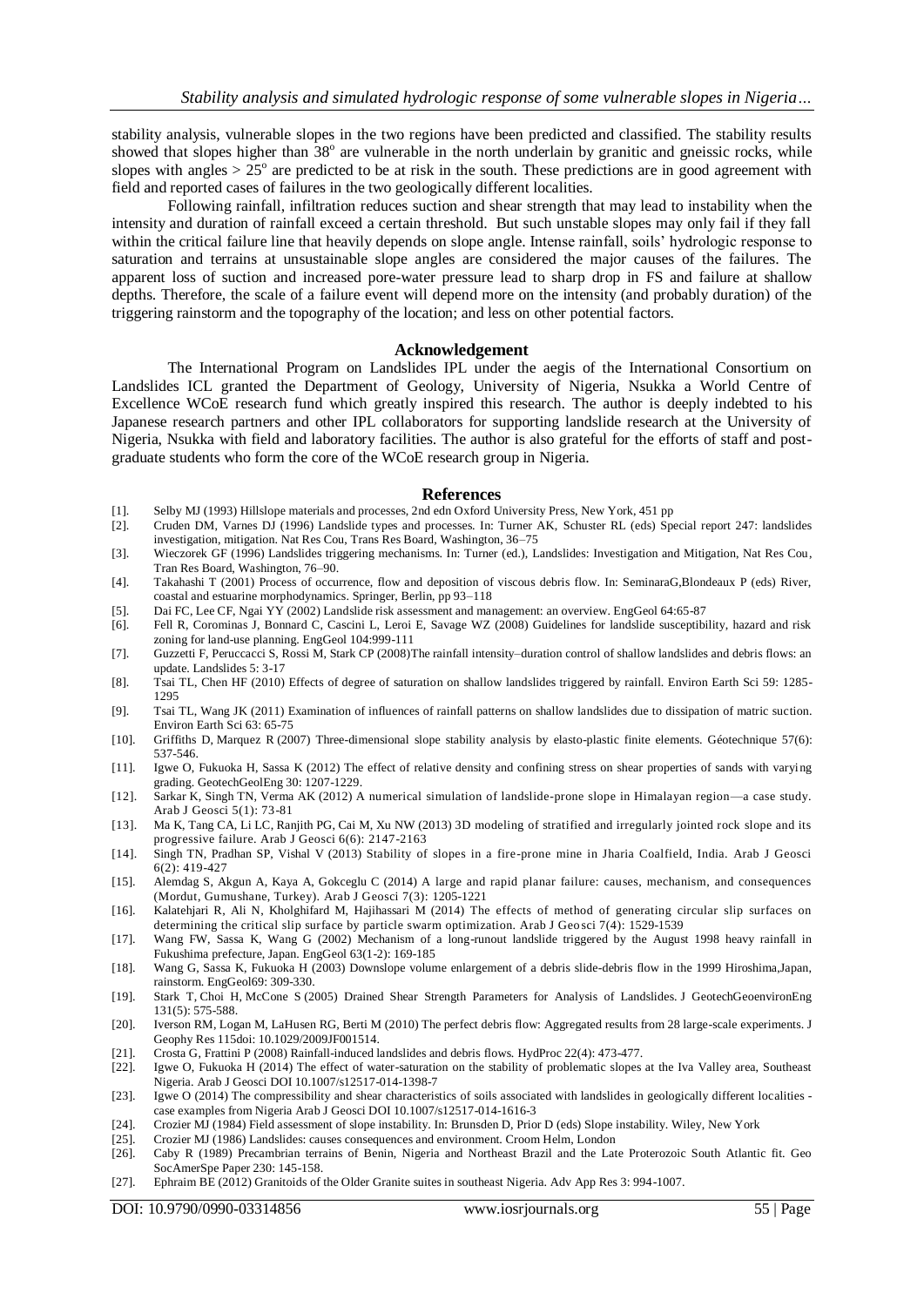stability analysis, vulnerable slopes in the two regions have been predicted and classified. The stability results showed that slopes higher than 38$^{o}$ are vulnerable in the north underlain by granitic and gneissic rocks, while slopes with angles > 25$^{o}$ are predicted to be at risk in the south. These predictions are in good agreement with field and reported cases of failures in the two geologically different localities.

Following rainfall, infiltration reduces suction and shear strength that may lead to instability when the intensity and duration of rainfall exceed a certain threshold. But such unstable slopes may only fail if they fall within the critical failure line that heavily depends on slope angle. Intense rainfall, soils' hydrologic response to saturation and terrains at unsustainable slope angles are considered the major causes of the failures. The apparent loss of suction and increased pore-water pressure lead to sharp drop in FS and failure at shallow depths. Therefore, the scale of a failure event will depend more on the intensity (and probably duration) of the triggering rainstorm and the topography of the location; and less on other potential factors.

## Acknowledgement

The International Program on Landslides IPL under the aegis of the International Consortium on Landslides ICL granted the Department of Geology, University of Nigeria, Nsukka a World Centre of Excellence WCoE research fund which greatly inspired this research. The author is deeply indebted to his Japanese research partners and other IPL collaborators for supporting landslide research at the University of Nigeria, Nsukka with field and laboratory facilities. The author is also grateful for the efforts of staff and post-graduate students who form the core of the WCoE research group in Nigeria.

## References

[1]. Selby MJ (1993) Hillslope materials and processes, 2nd edn Oxford University Press, New York, 451 pp

[2]. Cruden DM, Varnes DJ (1996) Landslide types and processes. In: Turner AK, Schuster RL (eds) Special report 247: landslides investigation, mitigation. Nat Res Cou, Trans Res Board, Washington, 36–75

[3]. Wieczorek GF (1996) Landslides triggering mechanisms. In: Turner (ed.), Landslides: Investigation and Mitigation, Nat Res Cou, Tran Res Board, Washington, 76–90.

[4]. Takahashi T (2001) Process of occurrence, flow and deposition of viscous debris flow. In: SeminaraG,Blondeaux P (eds) River, coastal and estuarine morphodynamics. Springer, Berlin, pp 93–118

[5]. Dai FC, Lee CF, Ngai YY (2002) Landslide risk assessment and management: an overview. EngGeol 64:65-87

[6]. Fell R, Corominas J, Bonnard C, Cascini L, Leroi E, Savage WZ (2008) Guidelines for landslide susceptibility, hazard and risk zoning for land-use planning. EngGeol 104:999-111

[7]. Guzzetti F, Peruccacci S, Rossi M, Stark CP (2008)The rainfall intensity–duration control of shallow landslides and debris flows: an update. Landslides 5: 3-17

[8]. Tsai TL, Chen HF (2010) Effects of degree of saturation on shallow landslides triggered by rainfall. Environ Earth Sci 59: 1285-1295

[9]. Tsai TL, Wang JK (2011) Examination of influences of rainfall patterns on shallow landslides due to dissipation of matric suction. Environ Earth Sci 63: 65-75

[10]. Griffiths D, Marquez R (2007) Three-dimensional slope stability analysis by elasto-plastic finite elements. Géotechnique 57(6): 537-546.

[11]. Igwe O, Fukuoka H, Sassa K (2012) The effect of relative density and confining stress on shear properties of sands with varying grading. GeotechGeolEng 30: 1207-1229.

[12]. Sarkar K, Singh TN, Verma AK (2012) A numerical simulation of landslide-prone slope in Himalayan region—a case study. Arab J Geosci 5(1): 73-81

[13]. Ma K, Tang CA, Li LC, Ranjith PG, Cai M, Xu NW (2013) 3D modeling of stratified and irregularly jointed rock slope and its progressive failure. Arab J Geosci 6(6): 2147-2163

[14]. Singh TN, Pradhan SP, Vishal V (2013) Stability of slopes in a fire-prone mine in Jharia Coalfield, India. Arab J Geosci 6(2): 419-427

[15]. Alemdag S, Akgun A, Kaya A, Gokceglu C (2014) A large and rapid planar failure: causes, mechanism, and consequences (Mordut, Gumushane, Turkey). Arab J Geosci 7(3): 1205-1221

[16]. Kalatehjari R, Ali N, Kholghifard M, Hajihassari M (2014) The effects of method of generating circular slip surfaces on determining the critical slip surface by particle swarm optimization. Arab J Geosci 7(4): 1529-1539

[17]. Wang FW, Sassa K, Wang G (2002) Mechanism of a long-runout landslide triggered by the August 1998 heavy rainfall in Fukushima prefecture, Japan. EngGeol 63(1-2): 169-185

[18]. Wang G, Sassa K, Fukuoka H (2003) Downslope volume enlargement of a debris slide-debris flow in the 1999 Hiroshima,Japan, rainstorm. EngGeol69: 309-330.

[19]. Stark T, Choi H, McCone S (2005) Drained Shear Strength Parameters for Analysis of Landslides. J GeotechGeoenvironEng 131(5): 575-588.

[20]. Iverson RM, Logan M, LaHusen RG, Berti M (2010) The perfect debris flow: Aggregated results from 28 large-scale experiments. J Geophy Res 115doi: 10.1029/2009JF001514.

[21]. Crosta G, Frattini P (2008) Rainfall-induced landslides and debris flows. HydProc 22(4): 473-477.

[22]. Igwe O, Fukuoka H (2014) The effect of water-saturation on the stability of problematic slopes at the Iva Valley area, Southeast Nigeria. Arab J Geosci DOI 10.1007/s12517-014-1398-7

[23]. Igwe O (2014) The compressibility and shear characteristics of soils associated with landslides in geologically different localities - case examples from Nigeria Arab J Geosci DOI 10.1007/s12517-014-1616-3

[24]. Crozier MJ (1984) Field assessment of slope instability. In: Brunsden D, Prior D (eds) Slope instability. Wiley, New York

[25]. Crozier MJ (1986) Landslides: causes consequences and environment. Croom Helm, London

[26]. Caby R (1989) Precambrian terrains of Benin, Nigeria and Northeast Brazil and the Late Proterozoic South Atlantic fit. Geo SocAmerSpe Paper 230: 145-158.

[27]. Ephraim BE (2012) Granitoids of the Older Granite suites in southeast Nigeria. Adv App Res 3: 994-1007.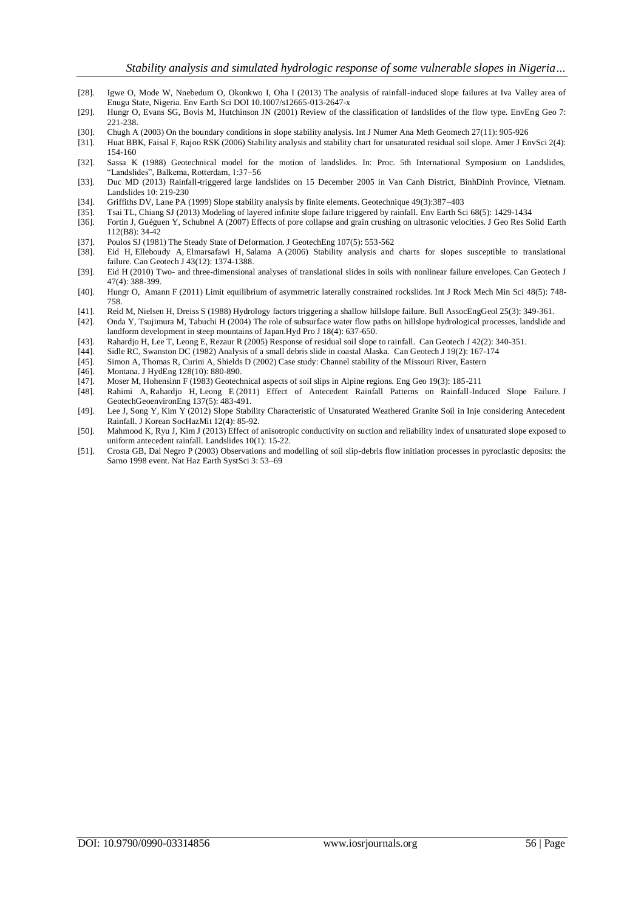[28]. Igwe O, Mode W, Nnebedum O, Okonkwo I, Oha I (2013) The analysis of rainfall-induced slope failures at Iva Valley area of Enugu State, Nigeria. Env Earth Sci DOI 10.1007/s12665-013-2647-x

[29]. Hungr O, Evans SG, Bovis M, Hutchinson JN (2001) Review of the classification of landslides of the flow type. EnvEng Geo 7: 221-238.

[30]. Chugh A (2003) On the boundary conditions in slope stability analysis. Int J Numer Ana Meth Geomech 27(11): 905-926

[31]. Huat BBK, Faisal F, Rajoo RSK (2006) Stability analysis and stability chart for unsaturated residual soil slope. Amer J EnvSci 2(4): 154-160

[32]. Sassa K (1988) Geotechnical model for the motion of landslides. In: Proc. 5th International Symposium on Landslides, "Landslides", Balkema, Rotterdam, 1:37–56

[33]. Duc MD (2013) Rainfall-triggered large landslides on 15 December 2005 in Van Canh District, BinhDinh Province, Vietnam. Landslides 10: 219-230

[34]. Griffiths DV, Lane PA (1999) Slope stability analysis by finite elements. Geotechnique 49(3):387–403

[35]. Tsai TL, Chiang SJ (2013) Modeling of layered infinite slope failure triggered by rainfall. Env Earth Sci 68(5): 1429-1434

[36]. Fortin J, Guéguen Y, Schubnel A (2007) Effects of pore collapse and grain crushing on ultrasonic velocities. J Geo Res Solid Earth 112(B8): 34-42

[37]. Poulos SJ (1981) The Steady State of Deformation. J GeotechEng 107(5): 553-562

[38]. Eid H, Elleboudy A, Elmarsafawi H, Salama A (2006) Stability analysis and charts for slopes susceptible to translational failure. Can Geotech J 43(12): 1374-1388.

[39]. Eid H (2010) Two- and three-dimensional analyses of translational slides in soils with nonlinear failure envelopes. Can Geotech J 47(4): 388-399.

[40]. Hungr O, Amann F (2011) Limit equilibrium of asymmetric laterally constrained rockslides. Int J Rock Mech Min Sci 48(5): 748-758.

[41]. Reid M, Nielsen H, Dreiss S (1988) Hydrology factors triggering a shallow hillslope failure. Bull AssocEngGeol 25(3): 349-361.

[42]. Onda Y, Tsujimura M, Tabuchi H (2004) The role of subsurface water flow paths on hillslope hydrological processes, landslide and landform development in steep mountains of Japan.Hyd Pro J 18(4): 637-650.

[43]. Rahardjo H, Lee T, Leong E, Rezaur R (2005) Response of residual soil slope to rainfall. Can Geotech J 42(2): 340-351.

[44]. Sidle RC, Swanston DC (1982) Analysis of a small debris slide in coastal Alaska. Can Geotech J 19(2): 167-174

[45]. Simon A, Thomas R, Curini A, Shields D (2002) Case study: Channel stability of the Missouri River, Eastern

[46]. Montana. J HydEng 128(10): 880-890.

[47]. Moser M, Hohensinn F (1983) Geotechnical aspects of soil slips in Alpine regions. Eng Geo 19(3): 185-211

[48]. Rahimi A, Rahardjo H, Leong E (2011) Effect of Antecedent Rainfall Patterns on Rainfall-Induced Slope Failure. J GeotechGeoenvironEng 137(5): 483-491.

[49]. Lee J, Song Y, Kim Y (2012) Slope Stability Characteristic of Unsaturated Weathered Granite Soil in Inje considering Antecedent Rainfall. J Korean SocHazMit 12(4): 85-92.

[50]. Mahmood K, Ryu J, Kim J (2013) Effect of anisotropic conductivity on suction and reliability index of unsaturated slope exposed to uniform antecedent rainfall. Landslides 10(1): 15-22.

[51]. Crosta GB, Dal Negro P (2003) Observations and modelling of soil slip-debris flow initiation processes in pyroclastic deposits: the Sarno 1998 event. Nat Haz Earth SystSci 3: 53–69